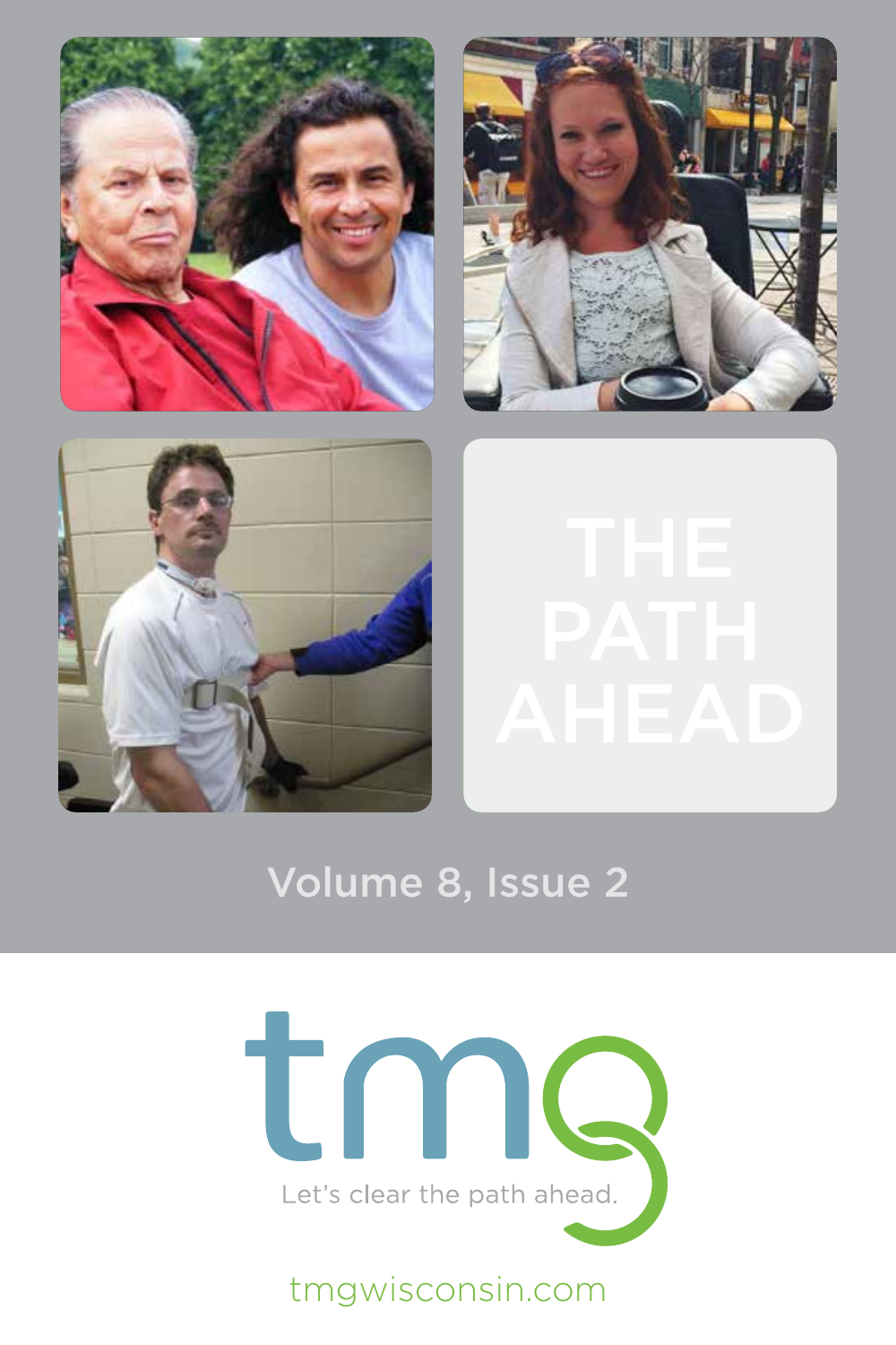# THE PATH AHEAD

Volume 8, Issue 2

tmg

Let's clear the path ahead.

tmgwisconsin.com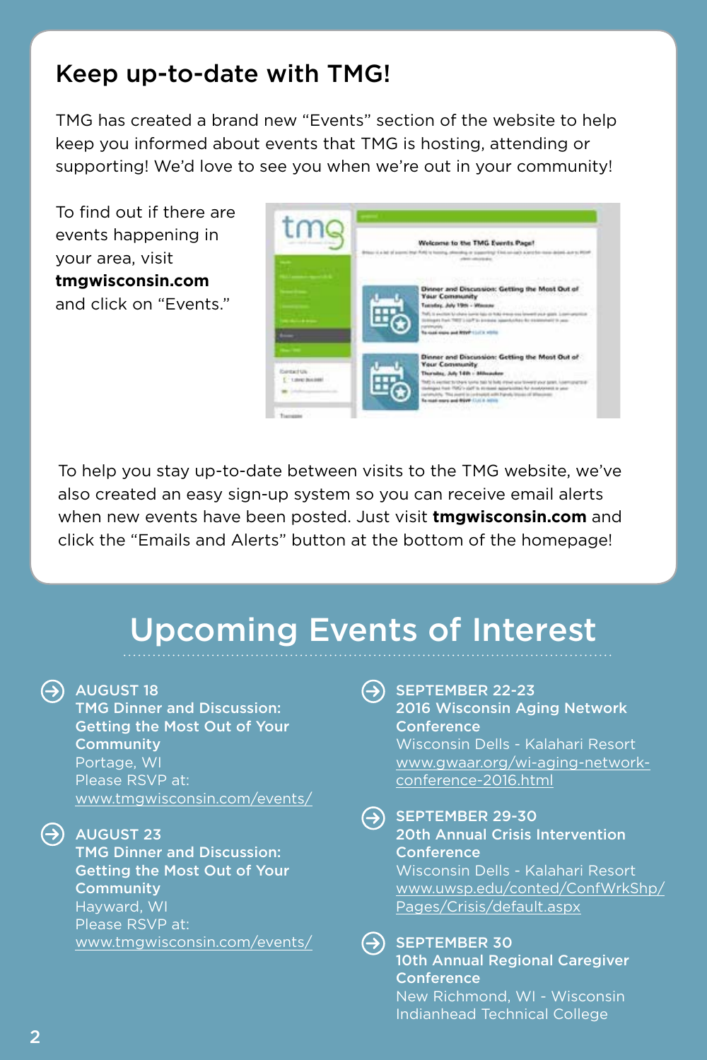## Keep up-to-date with TMG!

TMG has created a brand new "Events" section of the website to help keep you informed about events that TMG is hosting, attending or supporting! We'd love to see you when we're out in your community!

To find out if there are events happening in your area, visit **tmgwisconsin.com** and click on "Events."

To help you stay up-to-date between visits to the TMG website, we've also created an easy sign-up system so you can receive email alerts when new events have been posted. Just visit **tmgwisconsin.com** and click the "Emails and Alerts" button at the bottom of the homepage!

# Upcoming Events of Interest

**AUGUST 18**
**TMG Dinner and Discussion: Getting the Most Out of Your Community**
Portage, WI
Please RSVP at:
www.tmgwisconsin.com/events/

**AUGUST 23**
**TMG Dinner and Discussion: Getting the Most Out of Your Community**
Hayward, WI
Please RSVP at:
www.tmgwisconsin.com/events/

**SEPTEMBER 22-23**
**2016 Wisconsin Aging Network Conference**
Wisconsin Dells - Kalahari Resort
www.gwaar.org/wi-aging-network-conference-2016.html

**SEPTEMBER 29-30**
**20th Annual Crisis Intervention Conference**
Wisconsin Dells - Kalahari Resort
www.uwsp.edu/conted/ConfWrkShp/Pages/Crisis/default.aspx

**SEPTEMBER 30**
**10th Annual Regional Caregiver Conference**
New Richmond, WI - Wisconsin Indianhead Technical College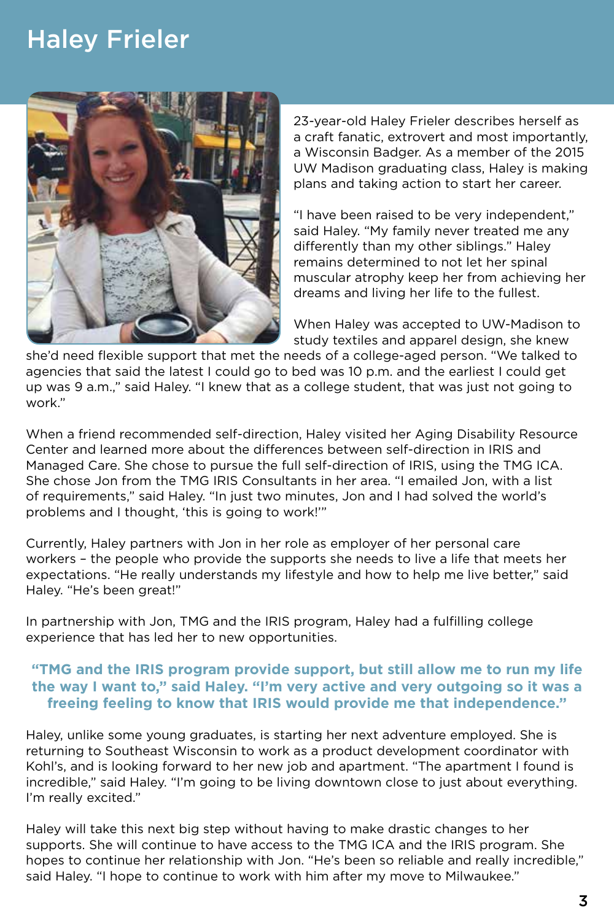# Haley Frieler

23-year-old Haley Frieler describes herself as a craft fanatic, extrovert and most importantly, a Wisconsin Badger. As a member of the 2015 UW Madison graduating class, Haley is making plans and taking action to start her career.

"I have been raised to be very independent," said Haley. "My family never treated me any differently than my other siblings." Haley remains determined to not let her spinal muscular atrophy keep her from achieving her dreams and living her life to the fullest.

When Haley was accepted to UW-Madison to study textiles and apparel design, she knew she'd need flexible support that met the needs of a college-aged person. "We talked to agencies that said the latest I could go to bed was 10 p.m. and the earliest I could get up was 9 a.m.," said Haley. "I knew that as a college student, that was just not going to work."

When a friend recommended self-direction, Haley visited her Aging Disability Resource Center and learned more about the differences between self-direction in IRIS and Managed Care. She chose to pursue the full self-direction of IRIS, using the TMG ICA. She chose Jon from the TMG IRIS Consultants in her area. "I emailed Jon, with a list of requirements," said Haley. "In just two minutes, Jon and I had solved the world's problems and I thought, 'this is going to work!'"

Currently, Haley partners with Jon in her role as employer of her personal care workers – the people who provide the supports she needs to live a life that meets her expectations. "He really understands my lifestyle and how to help me live better," said Haley. "He's been great!"

In partnership with Jon, TMG and the IRIS program, Haley had a fulfilling college experience that has led her to new opportunities.

**"TMG and the IRIS program provide support, but still allow me to run my life the way I want to," said Haley. "I'm very active and very outgoing so it was a freeing feeling to know that IRIS would provide me that independence."**

Haley, unlike some young graduates, is starting her next adventure employed. She is returning to Southeast Wisconsin to work as a product development coordinator with Kohl's, and is looking forward to her new job and apartment. "The apartment I found is incredible," said Haley. "I'm going to be living downtown close to just about everything. I'm really excited."

Haley will take this next big step without having to make drastic changes to her supports. She will continue to have access to the TMG ICA and the IRIS program. She hopes to continue her relationship with Jon. "He's been so reliable and really incredible," said Haley. "I hope to continue to work with him after my move to Milwaukee."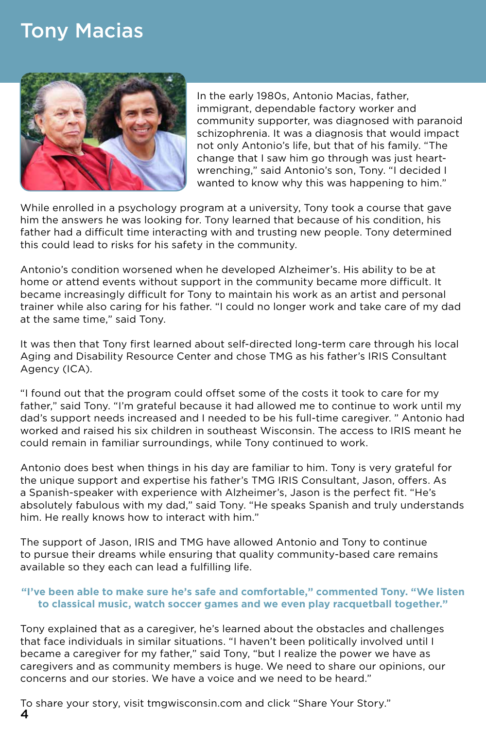# Tony Macias

In the early 1980s, Antonio Macias, father, immigrant, dependable factory worker and community supporter, was diagnosed with paranoid schizophrenia. It was a diagnosis that would impact not only Antonio's life, but that of his family. "The change that I saw him go through was just heart-wrenching," said Antonio's son, Tony. "I decided I wanted to know why this was happening to him."

While enrolled in a psychology program at a university, Tony took a course that gave him the answers he was looking for. Tony learned that because of his condition, his father had a difficult time interacting with and trusting new people. Tony determined this could lead to risks for his safety in the community.

Antonio's condition worsened when he developed Alzheimer's. His ability to be at home or attend events without support in the community became more difficult. It became increasingly difficult for Tony to maintain his work as an artist and personal trainer while also caring for his father. "I could no longer work and take care of my dad at the same time," said Tony.

It was then that Tony first learned about self-directed long-term care through his local Aging and Disability Resource Center and chose TMG as his father's IRIS Consultant Agency (ICA).

"I found out that the program could offset some of the costs it took to care for my father," said Tony. "I'm grateful because it had allowed me to continue to work until my dad's support needs increased and I needed to be his full-time caregiver. " Antonio had worked and raised his six children in southeast Wisconsin. The access to IRIS meant he could remain in familiar surroundings, while Tony continued to work.

Antonio does best when things in his day are familiar to him. Tony is very grateful for the unique support and expertise his father's TMG IRIS Consultant, Jason, offers. As a Spanish-speaker with experience with Alzheimer's, Jason is the perfect fit. "He's absolutely fabulous with my dad," said Tony. "He speaks Spanish and truly understands him. He really knows how to interact with him."

The support of Jason, IRIS and TMG have allowed Antonio and Tony to continue to pursue their dreams while ensuring that quality community-based care remains available so they each can lead a fulfilling life.

**"I've been able to make sure he's safe and comfortable," commented Tony. "We listen to classical music, watch soccer games and we even play racquetball together."**

Tony explained that as a caregiver, he's learned about the obstacles and challenges that face individuals in similar situations. "I haven't been politically involved until I became a caregiver for my father," said Tony, "but I realize the power we have as caregivers and as community members is huge. We need to share our opinions, our concerns and our stories. We have a voice and we need to be heard."

To share your story, visit tmgwisconsin.com and click "Share Your Story."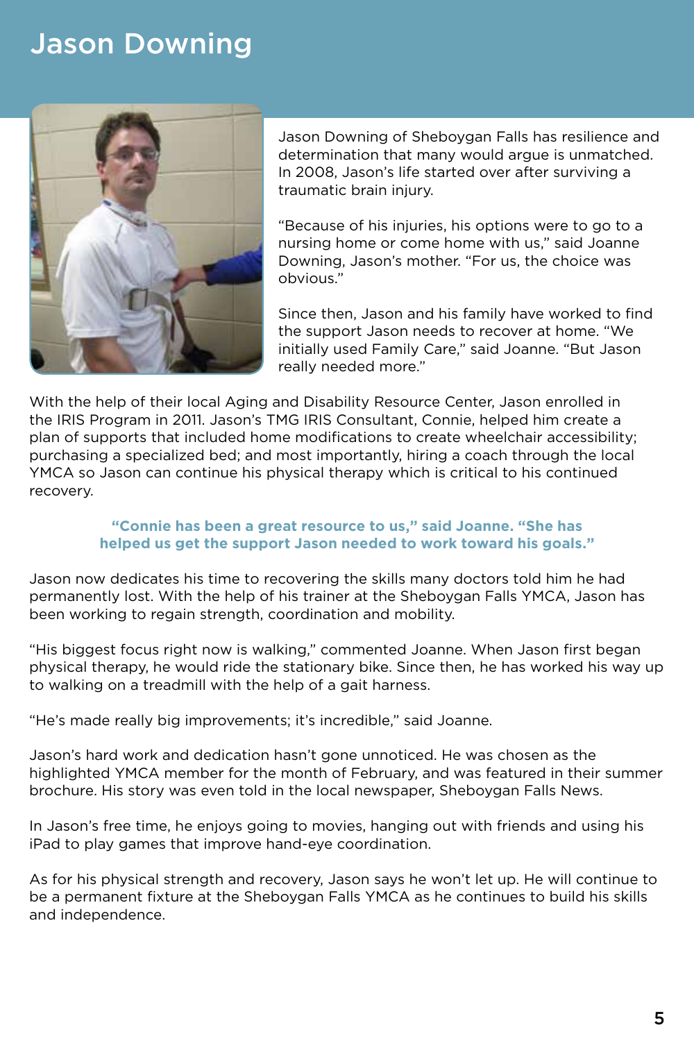# Jason Downing

Jason Downing of Sheboygan Falls has resilience and determination that many would argue is unmatched. In 2008, Jason's life started over after surviving a traumatic brain injury.

"Because of his injuries, his options were to go to a nursing home or come home with us," said Joanne Downing, Jason's mother. "For us, the choice was obvious."

Since then, Jason and his family have worked to find the support Jason needs to recover at home. "We initially used Family Care," said Joanne. "But Jason really needed more."

With the help of their local Aging and Disability Resource Center, Jason enrolled in the IRIS Program in 2011. Jason's TMG IRIS Consultant, Connie, helped him create a plan of supports that included home modifications to create wheelchair accessibility; purchasing a specialized bed; and most importantly, hiring a coach through the local YMCA so Jason can continue his physical therapy which is critical to his continued recovery.

**"Connie has been a great resource to us," said Joanne. "She has helped us get the support Jason needed to work toward his goals."**

Jason now dedicates his time to recovering the skills many doctors told him he had permanently lost. With the help of his trainer at the Sheboygan Falls YMCA, Jason has been working to regain strength, coordination and mobility.

"His biggest focus right now is walking," commented Joanne. When Jason first began physical therapy, he would ride the stationary bike. Since then, he has worked his way up to walking on a treadmill with the help of a gait harness.

"He's made really big improvements; it's incredible," said Joanne.

Jason's hard work and dedication hasn't gone unnoticed. He was chosen as the highlighted YMCA member for the month of February, and was featured in their summer brochure. His story was even told in the local newspaper, Sheboygan Falls News.

In Jason's free time, he enjoys going to movies, hanging out with friends and using his iPad to play games that improve hand-eye coordination.

As for his physical strength and recovery, Jason says he won't let up. He will continue to be a permanent fixture at the Sheboygan Falls YMCA as he continues to build his skills and independence.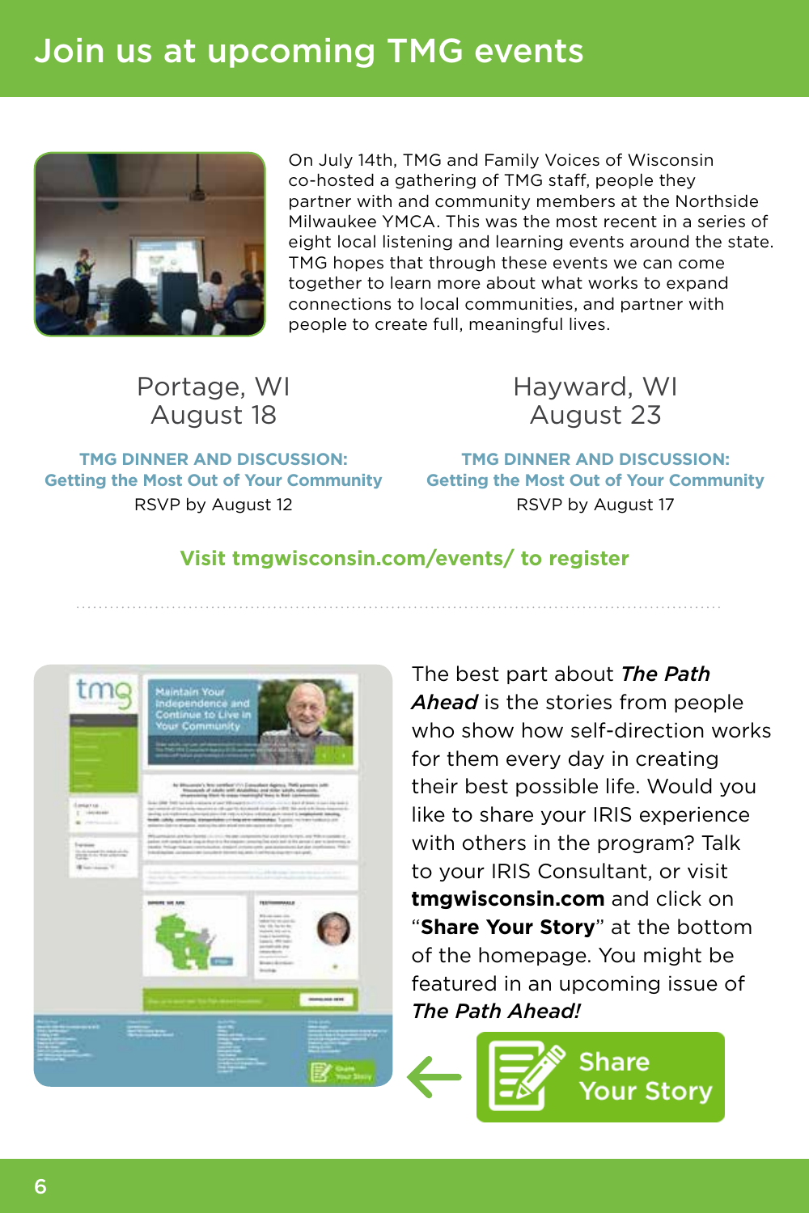# Join us at upcoming TMG events

On July 14th, TMG and Family Voices of Wisconsin co-hosted a gathering of TMG staff, people they partner with and community members at the Northside Milwaukee YMCA. This was the most recent in a series of eight local listening and learning events around the state. TMG hopes that through these events we can come together to learn more about what works to expand connections to local communities, and partner with people to create full, meaningful lives.

### Portage, WI
### August 18

**TMG DINNER AND DISCUSSION:**
**Getting the Most Out of Your Community**
RSVP by August 12

### Hayward, WI
### August 23

**TMG DINNER AND DISCUSSION:**
**Getting the Most Out of Your Community**
RSVP by August 17

**Visit tmgwisconsin.com/events/ to register**

---

The best part about ***The Path Ahead*** is the stories from people who show how self-direction works for them every day in creating their best possible life. Would you like to share your IRIS experience with others in the program? Talk to your IRIS Consultant, or visit **tmgwisconsin.com** and click on "**Share Your Story**" at the bottom of the homepage. You might be featured in an upcoming issue of ***The Path Ahead!***

Share Your Story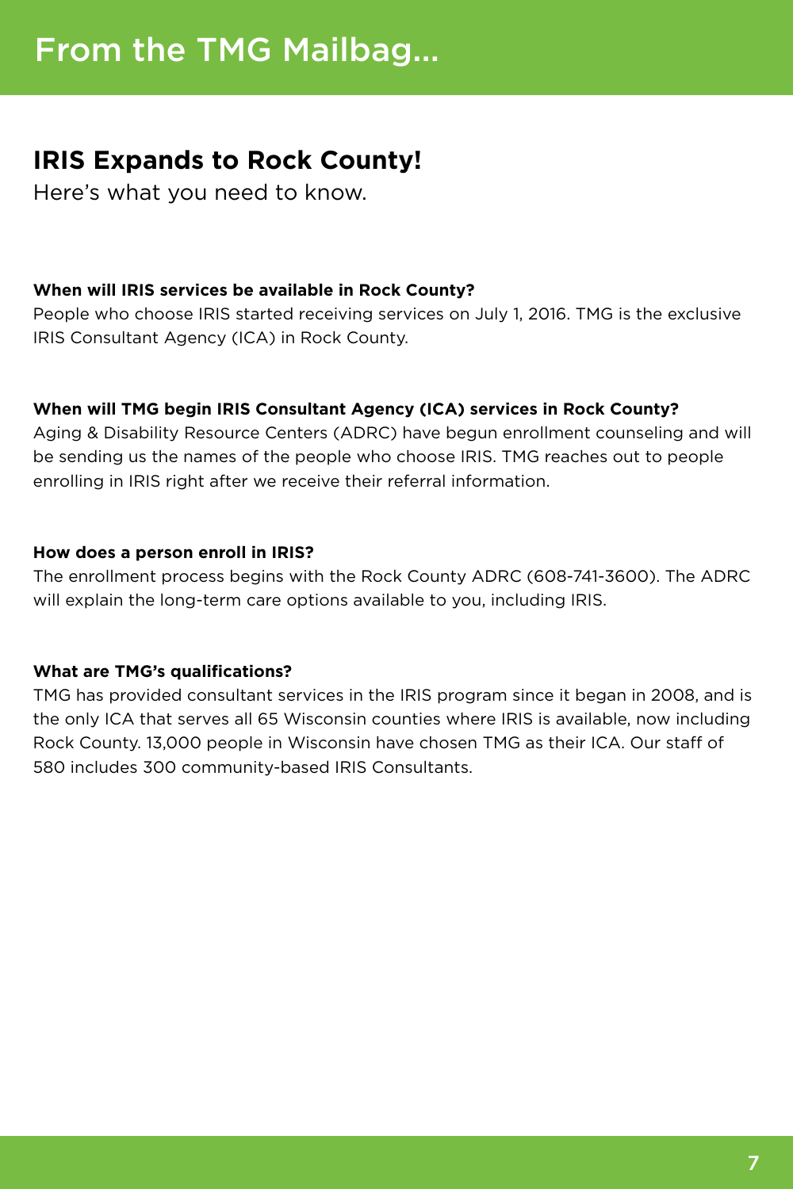# From the TMG Mailbag...

## IRIS Expands to Rock County!

Here's what you need to know.

**When will IRIS services be available in Rock County?**

People who choose IRIS started receiving services on July 1, 2016. TMG is the exclusive IRIS Consultant Agency (ICA) in Rock County.

**When will TMG begin IRIS Consultant Agency (ICA) services in Rock County?**

Aging & Disability Resource Centers (ADRC) have begun enrollment counseling and will be sending us the names of the people who choose IRIS. TMG reaches out to people enrolling in IRIS right after we receive their referral information.

**How does a person enroll in IRIS?**

The enrollment process begins with the Rock County ADRC (608-741-3600). The ADRC will explain the long-term care options available to you, including IRIS.

**What are TMG's qualifications?**

TMG has provided consultant services in the IRIS program since it began in 2008, and is the only ICA that serves all 65 Wisconsin counties where IRIS is available, now including Rock County. 13,000 people in Wisconsin have chosen TMG as their ICA. Our staff of 580 includes 300 community-based IRIS Consultants.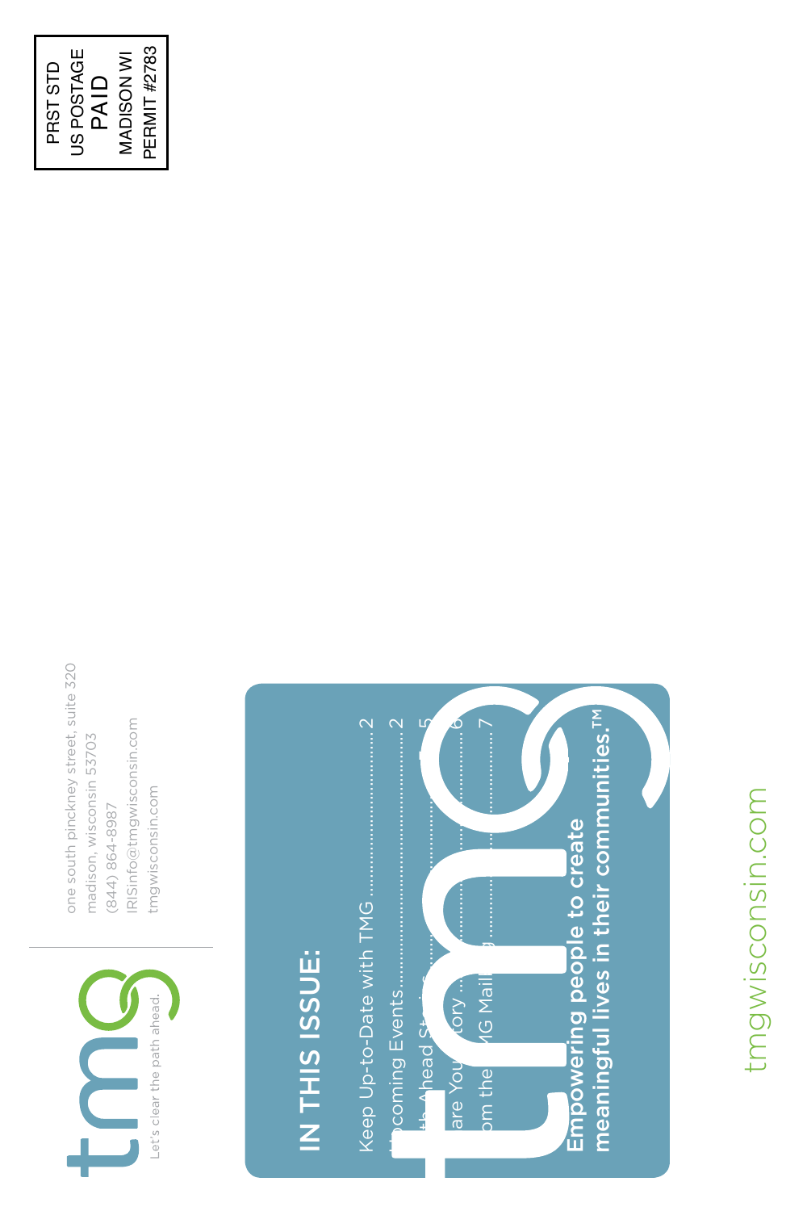PRST STD
US POSTAGE
PAID
MADISON WI
PERMIT #2783

tmg

Let's clear the path ahead.

one south pinckney street, suite 320
madison, wisconsin 53703
(844) 864-8987
IRISinfo@tmgwisconsin.com
tmgwisconsin.com

## IN THIS ISSUE:

- Keep Up-to-Date with TMG ........ 2
- Upcoming Events........ 2
- Path Ahead Stories ........ 5
- Share Your Story ........ 6
- From the TMG Mailbag ........ 7

**Empowering people to create meaningful lives in their communities.™**

tmgwisconsin.com